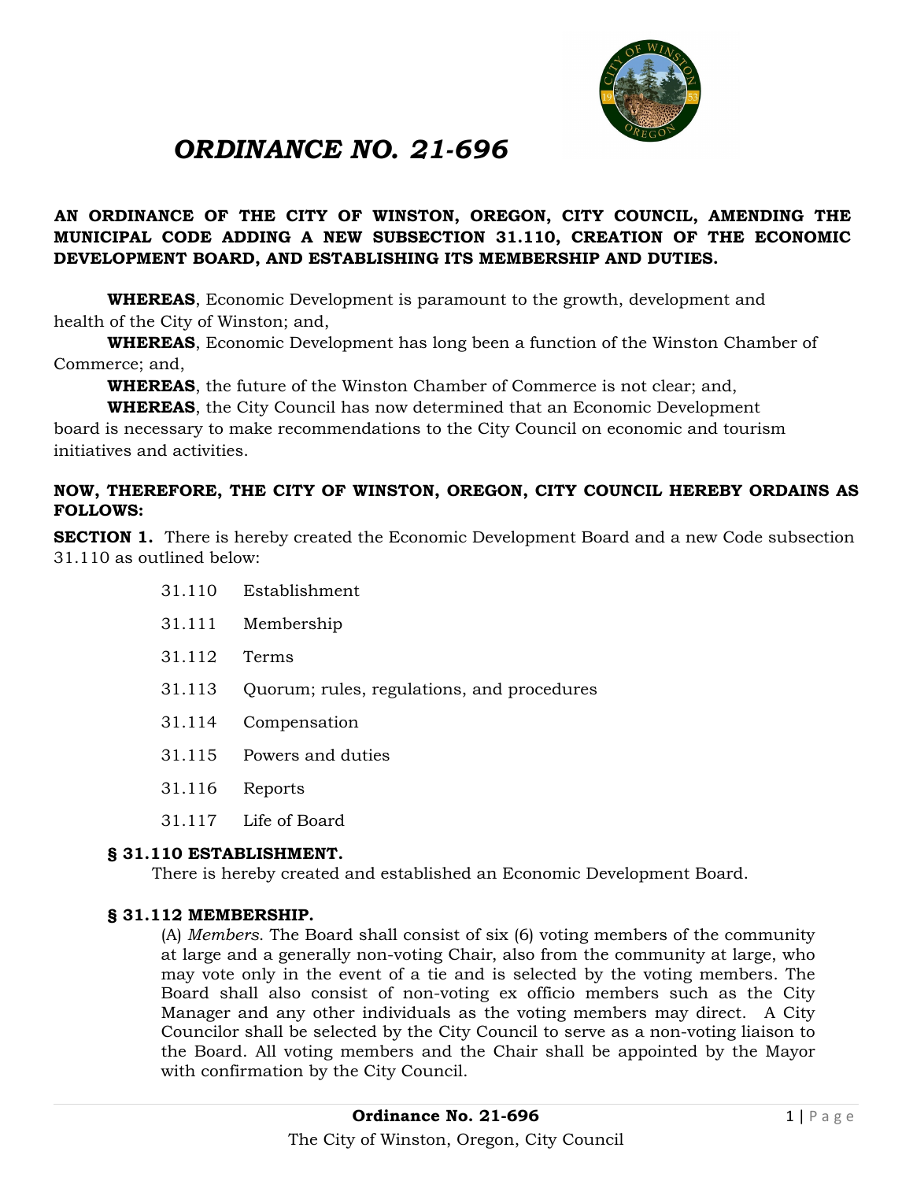# *ORDINANCE NO. 21-696*

**AN ORDINANCE OF THE CITY OF WINSTON, OREGON, CITY COUNCIL, AMENDING THE MUNICIPAL CODE ADDING A NEW SUBSECTION 31.110, CREATION OF THE ECONOMIC DEVELOPMENT BOARD, AND ESTABLISHING ITS MEMBERSHIP AND DUTIES.**

**WHEREAS**, Economic Development is paramount to the growth, development and health of the City of Winston; and,

**WHEREAS**, Economic Development has long been a function of the Winston Chamber of Commerce; and,

**WHEREAS**, the future of the Winston Chamber of Commerce is not clear; and,

**WHEREAS**, the City Council has now determined that an Economic Development board is necessary to make recommendations to the City Council on economic and tourism initiatives and activities.

**NOW, THEREFORE, THE CITY OF WINSTON, OREGON, CITY COUNCIL HEREBY ORDAINS AS FOLLOWS:**

**SECTION 1.** There is hereby created the Economic Development Board and a new Code subsection 31.110 as outlined below:

31.110 Establishment

31.111 Membership

31.112 Terms

31.113 Quorum; rules, regulations, and procedures

31.114 Compensation

31.115 Powers and duties

31.116 Reports

31.117 Life of Board

**§ 31.110 ESTABLISHMENT.**

There is hereby created and established an Economic Development Board.

**§ 31.112 MEMBERSHIP.**

(A) *Members*. The Board shall consist of six (6) voting members of the community at large and a generally non-voting Chair, also from the community at large, who may vote only in the event of a tie and is selected by the voting members. The Board shall also consist of non-voting ex officio members such as the City Manager and any other individuals as the voting members may direct. A City Councilor shall be selected by the City Council to serve as a non-voting liaison to the Board. All voting members and the Chair shall be appointed by the Mayor with confirmation by the City Council.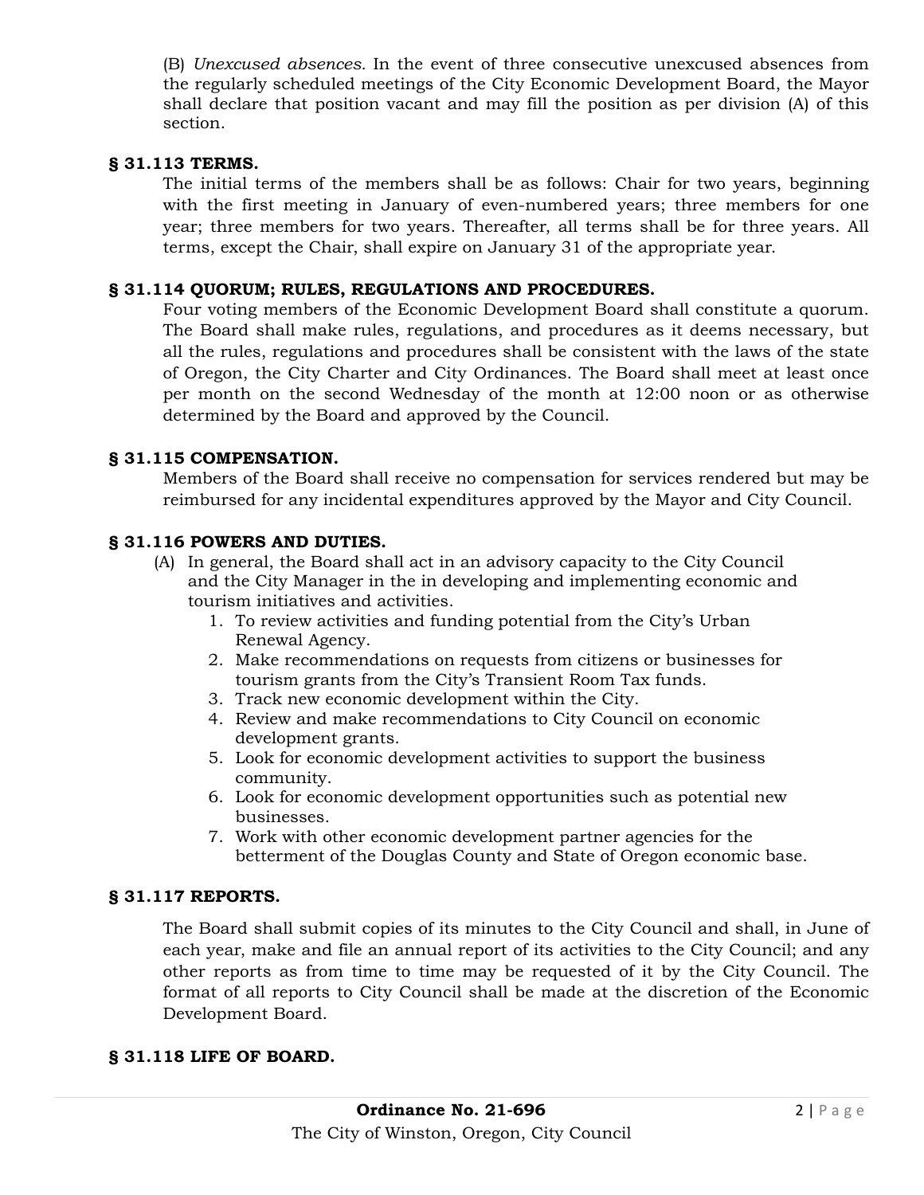(B) *Unexcused absences.* In the event of three consecutive unexcused absences from the regularly scheduled meetings of the City Economic Development Board, the Mayor shall declare that position vacant and may fill the position as per division (A) of this section.

**§ 31.113 TERMS.**

The initial terms of the members shall be as follows: Chair for two years, beginning with the first meeting in January of even-numbered years; three members for one year; three members for two years. Thereafter, all terms shall be for three years. All terms, except the Chair, shall expire on January 31 of the appropriate year.

**§ 31.114 QUORUM; RULES, REGULATIONS AND PROCEDURES.**

Four voting members of the Economic Development Board shall constitute a quorum. The Board shall make rules, regulations, and procedures as it deems necessary, but all the rules, regulations and procedures shall be consistent with the laws of the state of Oregon, the City Charter and City Ordinances. The Board shall meet at least once per month on the second Wednesday of the month at 12:00 noon or as otherwise determined by the Board and approved by the Council.

**§ 31.115 COMPENSATION.**

Members of the Board shall receive no compensation for services rendered but may be reimbursed for any incidental expenditures approved by the Mayor and City Council.

**§ 31.116 POWERS AND DUTIES.**

(A) In general, the Board shall act in an advisory capacity to the City Council and the City Manager in the in developing and implementing economic and tourism initiatives and activities.

1. To review activities and funding potential from the City's Urban Renewal Agency.
2. Make recommendations on requests from citizens or businesses for tourism grants from the City's Transient Room Tax funds.
3. Track new economic development within the City.
4. Review and make recommendations to City Council on economic development grants.
5. Look for economic development activities to support the business community.
6. Look for economic development opportunities such as potential new businesses.
7. Work with other economic development partner agencies for the betterment of the Douglas County and State of Oregon economic base.

**§ 31.117 REPORTS.**

The Board shall submit copies of its minutes to the City Council and shall, in June of each year, make and file an annual report of its activities to the City Council; and any other reports as from time to time may be requested of it by the City Council. The format of all reports to City Council shall be made at the discretion of the Economic Development Board.

**§ 31.118 LIFE OF BOARD.**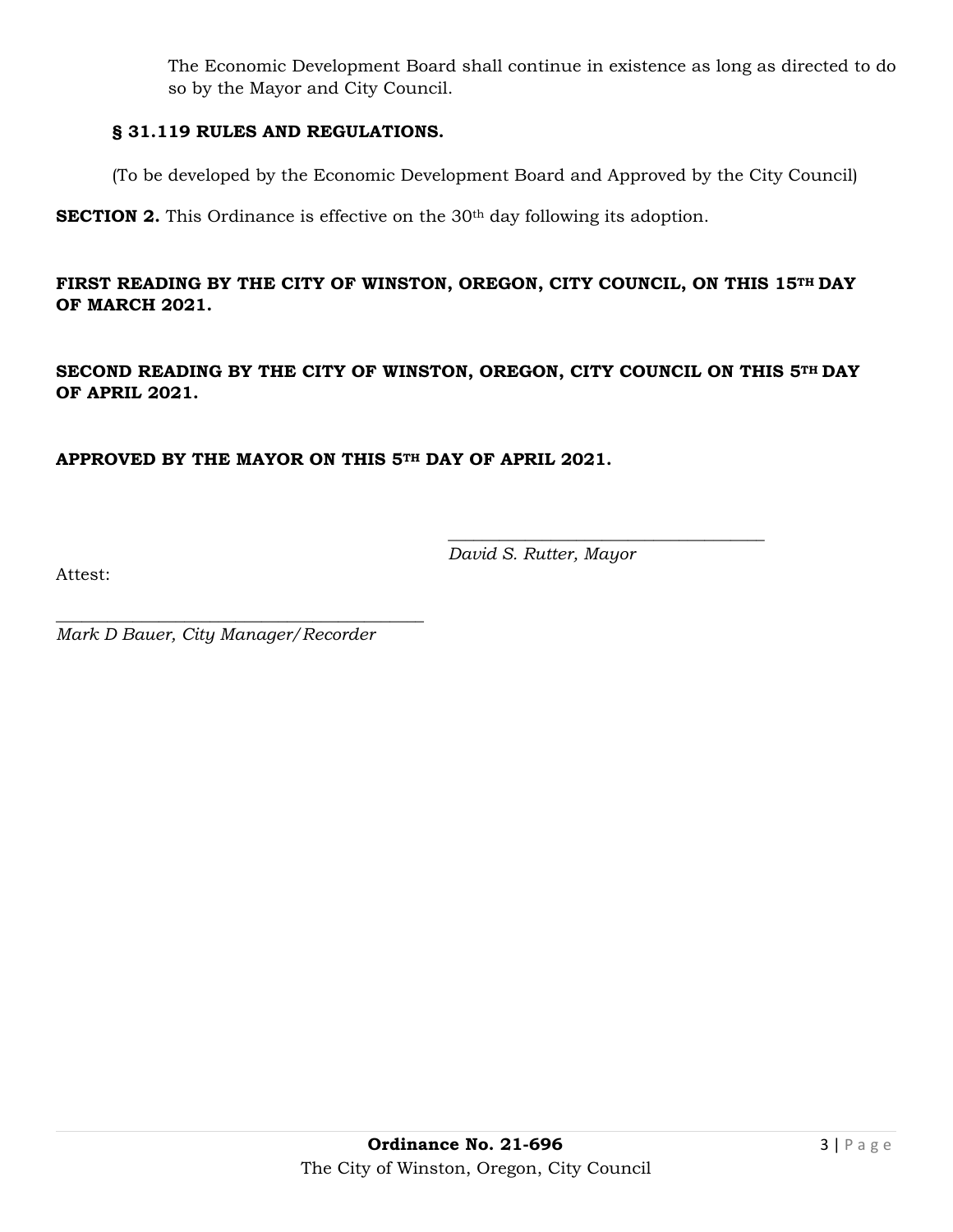The Economic Development Board shall continue in existence as long as directed to do so by the Mayor and City Council.

**§ 31.119 RULES AND REGULATIONS.**

(To be developed by the Economic Development Board and Approved by the City Council)

**SECTION 2.** This Ordinance is effective on the 30th day following its adoption.

**FIRST READING BY THE CITY OF WINSTON, OREGON, CITY COUNCIL, ON THIS 15TH DAY OF MARCH 2021.**

**SECOND READING BY THE CITY OF WINSTON, OREGON, CITY COUNCIL ON THIS 5TH DAY OF APRIL 2021.**

**APPROVED BY THE MAYOR ON THIS 5TH DAY OF APRIL 2021.**

\_\_\_\_\_\_\_\_\_\_\_\_\_\_\_\_\_\_\_\_\_\_\_\_\_\_\_\_\_\_\_\_\_\_\_
*David S. Rutter, Mayor*

Attest:

\_\_\_\_\_\_\_\_\_\_\_\_\_\_\_\_\_\_\_\_\_\_\_\_\_\_\_\_\_\_\_\_\_\_\_\_\_\_\_
*Mark D Bauer, City Manager/Recorder*